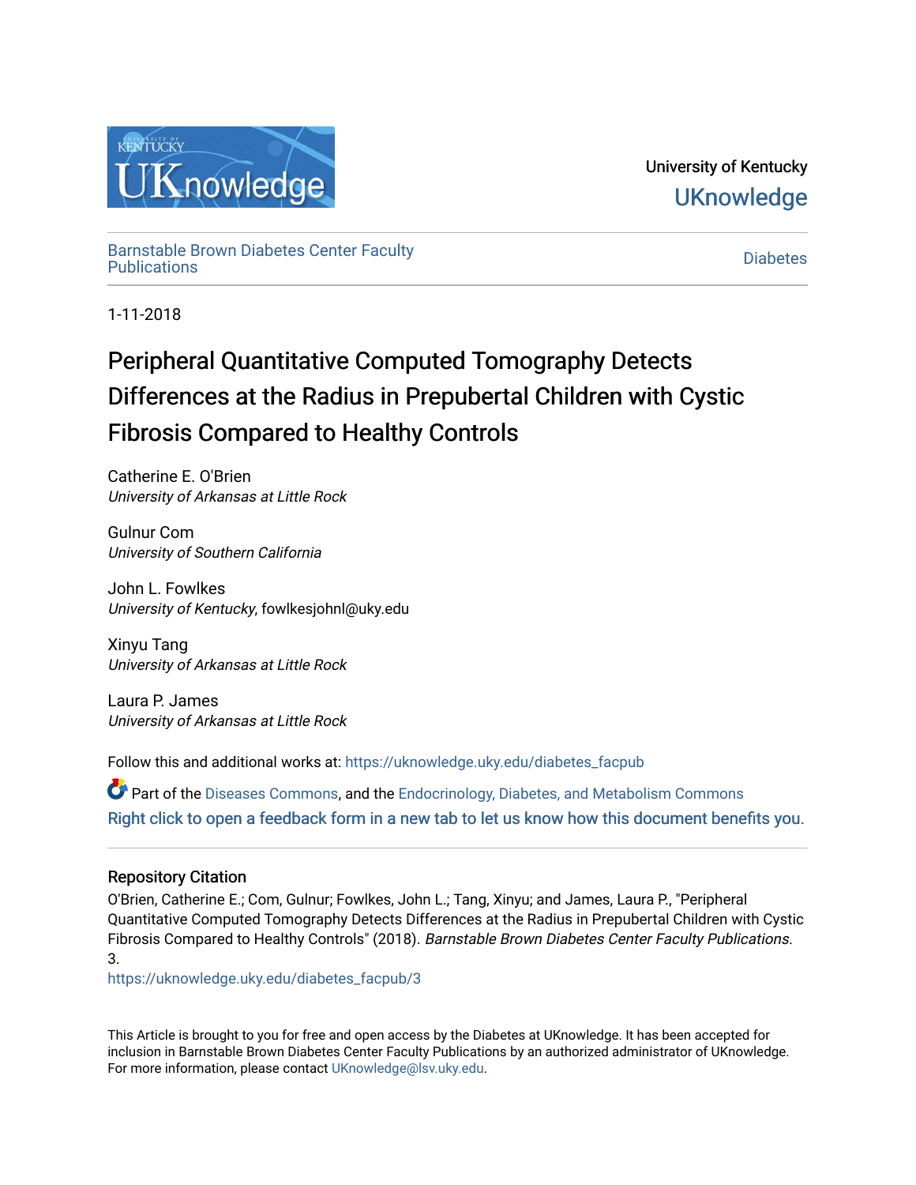University of Kentucky

UKnowledge

Barnstable Brown Diabetes Center Faculty Publications

Diabetes

1-11-2018

# Peripheral Quantitative Computed Tomography Detects Differences at the Radius in Prepubertal Children with Cystic Fibrosis Compared to Healthy Controls

Catherine E. O'Brien
*University of Arkansas at Little Rock*

Gulnur Com
*University of Southern California*

John L. Fowlkes
*University of Kentucky*, fowlkesjohnl@uky.edu

Xinyu Tang
*University of Arkansas at Little Rock*

Laura P. James
*University of Arkansas at Little Rock*

Follow this and additional works at: https://uknowledge.uky.edu/diabetes_facpub

Part of the Diseases Commons, and the Endocrinology, Diabetes, and Metabolism Commons

Right click to open a feedback form in a new tab to let us know how this document benefits you.

## Repository Citation

O'Brien, Catherine E.; Com, Gulnur; Fowlkes, John L.; Tang, Xinyu; and James, Laura P., "Peripheral Quantitative Computed Tomography Detects Differences at the Radius in Prepubertal Children with Cystic Fibrosis Compared to Healthy Controls" (2018). *Barnstable Brown Diabetes Center Faculty Publications*. 3.

https://uknowledge.uky.edu/diabetes_facpub/3

This Article is brought to you for free and open access by the Diabetes at UKnowledge. It has been accepted for inclusion in Barnstable Brown Diabetes Center Faculty Publications by an authorized administrator of UKnowledge. For more information, please contact UKnowledge@lsv.uky.edu.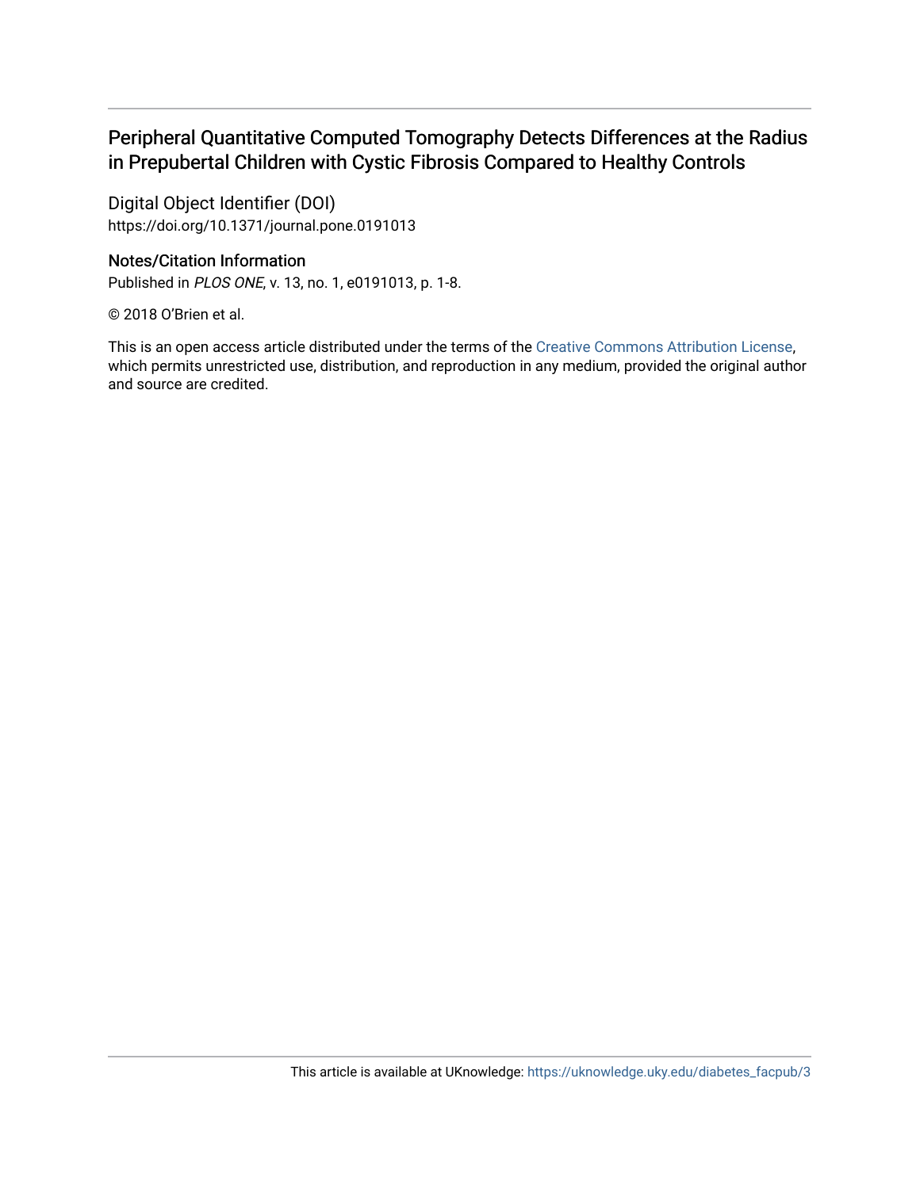# Peripheral Quantitative Computed Tomography Detects Differences at the Radius in Prepubertal Children with Cystic Fibrosis Compared to Healthy Controls

## Digital Object Identifier (DOI)

https://doi.org/10.1371/journal.pone.0191013

## Notes/Citation Information

Published in *PLOS ONE*, v. 13, no. 1, e0191013, p. 1-8.

© 2018 O'Brien et al.

This is an open access article distributed under the terms of the Creative Commons Attribution License, which permits unrestricted use, distribution, and reproduction in any medium, provided the original author and source are credited.

This article is available at UKnowledge: https://uknowledge.uky.edu/diabetes_facpub/3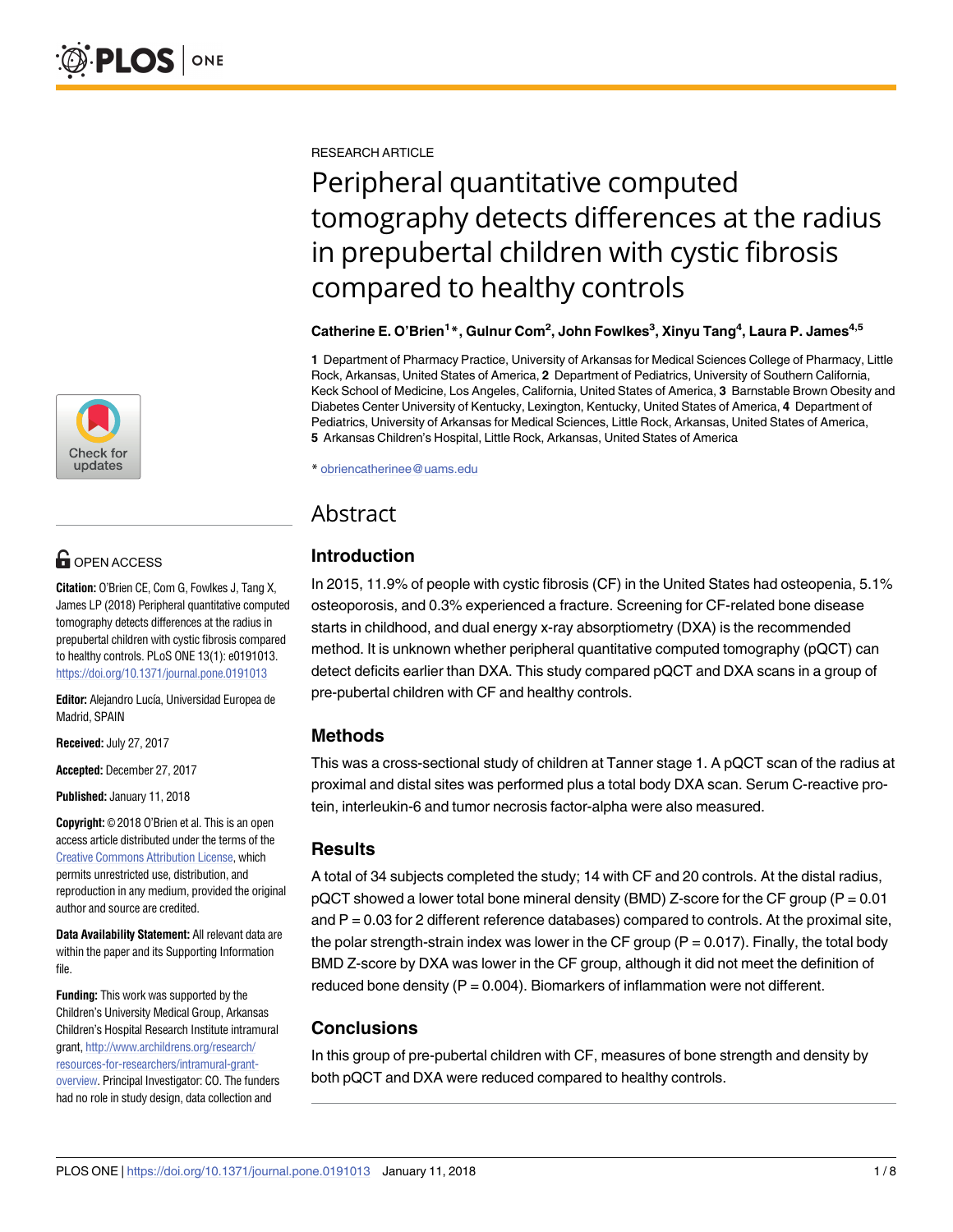RESEARCH ARTICLE

# Peripheral quantitative computed tomography detects differences at the radius in prepubertal children with cystic fibrosis compared to healthy controls

**Catherine E. O'Brien[1]*, Gulnur Com[2], John Fowlkes[3], Xinyu Tang[4], Laura P. James[4,5]**

**1** Department of Pharmacy Practice, University of Arkansas for Medical Sciences College of Pharmacy, Little Rock, Arkansas, United States of America, **2** Department of Pediatrics, University of Southern California, Keck School of Medicine, Los Angeles, California, United States of America, **3** Barnstable Brown Obesity and Diabetes Center University of Kentucky, Lexington, Kentucky, United States of America, **4** Department of Pediatrics, University of Arkansas for Medical Sciences, Little Rock, Arkansas, United States of America, **5** Arkansas Children's Hospital, Little Rock, Arkansas, United States of America

* obriencatherinee@uams.edu

OPEN ACCESS

**Citation:** O'Brien CE, Com G, Fowlkes J, Tang X, James LP (2018) Peripheral quantitative computed tomography detects differences at the radius in prepubertal children with cystic fibrosis compared to healthy controls. PLoS ONE 13(1): e0191013. https://doi.org/10.1371/journal.pone.0191013

**Editor:** Alejandro Lucía, Universidad Europea de Madrid, SPAIN

**Received:** July 27, 2017

**Accepted:** December 27, 2017

**Published:** January 11, 2018

**Copyright:** © 2018 O'Brien et al. This is an open access article distributed under the terms of the Creative Commons Attribution License, which permits unrestricted use, distribution, and reproduction in any medium, provided the original author and source are credited.

**Data Availability Statement:** All relevant data are within the paper and its Supporting Information file.

**Funding:** This work was supported by the Children's University Medical Group, Arkansas Children's Hospital Research Institute intramural grant, http://www.archildrens.org/research/resources-for-researchers/intramural-grant-overview. Principal Investigator: CO. The funders had no role in study design, data collection and

## Abstract

### Introduction

In 2015, 11.9% of people with cystic fibrosis (CF) in the United States had osteopenia, 5.1% osteoporosis, and 0.3% experienced a fracture. Screening for CF-related bone disease starts in childhood, and dual energy x-ray absorptiometry (DXA) is the recommended method. It is unknown whether peripheral quantitative computed tomography (pQCT) can detect deficits earlier than DXA. This study compared pQCT and DXA scans in a group of pre-pubertal children with CF and healthy controls.

### Methods

This was a cross-sectional study of children at Tanner stage 1. A pQCT scan of the radius at proximal and distal sites was performed plus a total body DXA scan. Serum C-reactive protein, interleukin-6 and tumor necrosis factor-alpha were also measured.

### Results

A total of 34 subjects completed the study; 14 with CF and 20 controls. At the distal radius, pQCT showed a lower total bone mineral density (BMD) Z-score for the CF group ($P = 0.01$ and $P = 0.03$ for 2 different reference databases) compared to controls. At the proximal site, the polar strength-strain index was lower in the CF group ($P = 0.017$). Finally, the total body BMD Z-score by DXA was lower in the CF group, although it did not meet the definition of reduced bone density ($P = 0.004$). Biomarkers of inflammation were not different.

### Conclusions

In this group of pre-pubertal children with CF, measures of bone strength and density by both pQCT and DXA were reduced compared to healthy controls.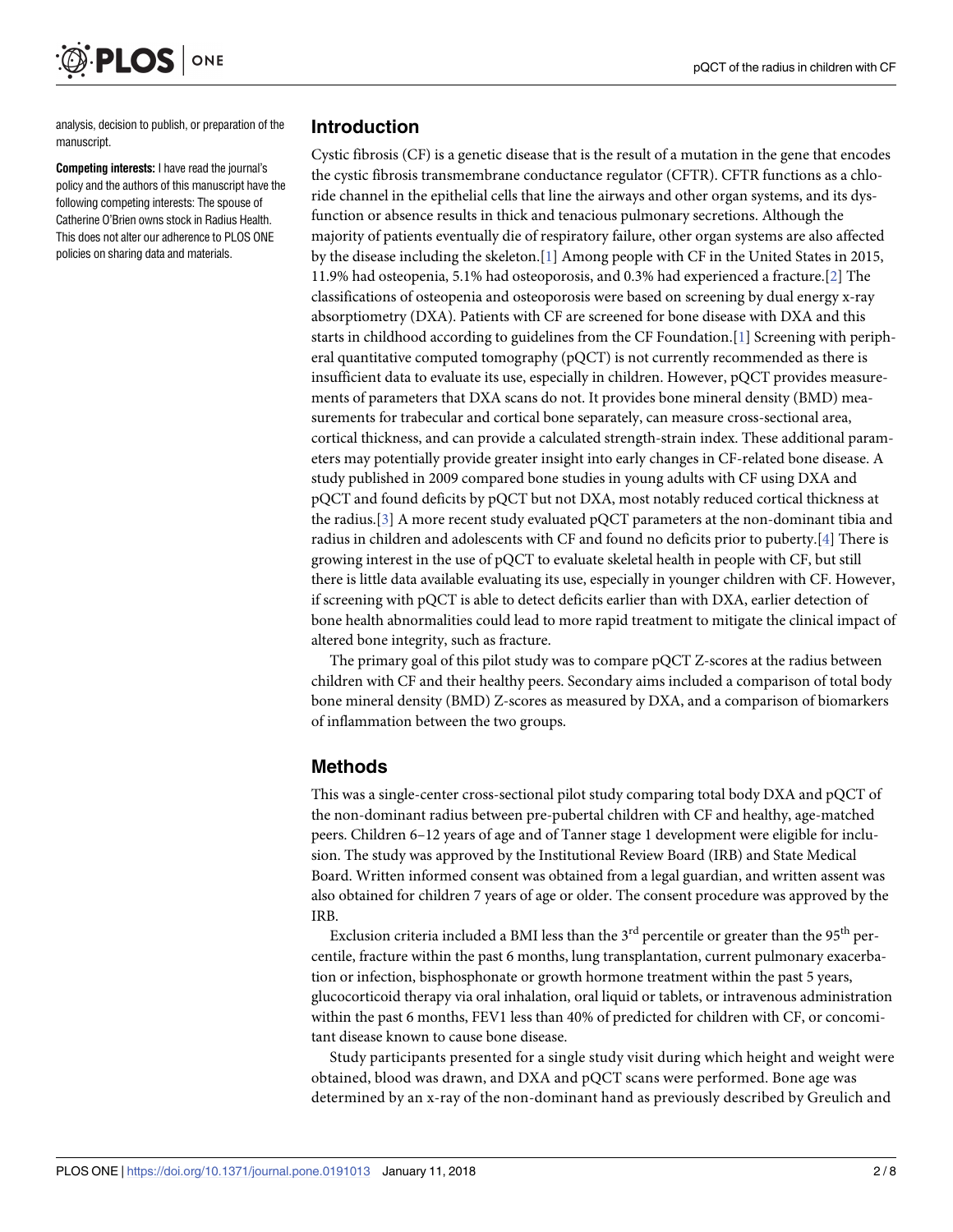analysis, decision to publish, or preparation of the manuscript.

**Competing interests:** I have read the journal's policy and the authors of this manuscript have the following competing interests: The spouse of Catherine O'Brien owns stock in Radius Health. This does not alter our adherence to PLOS ONE policies on sharing data and materials.

## Introduction

Cystic fibrosis (CF) is a genetic disease that is the result of a mutation in the gene that encodes the cystic fibrosis transmembrane conductance regulator (CFTR). CFTR functions as a chloride channel in the epithelial cells that line the airways and other organ systems, and its dysfunction or absence results in thick and tenacious pulmonary secretions. Although the majority of patients eventually die of respiratory failure, other organ systems are also affected by the disease including the skeleton.[1] Among people with CF in the United States in 2015, 11.9% had osteopenia, 5.1% had osteoporosis, and 0.3% had experienced a fracture.[2] The classifications of osteopenia and osteoporosis were based on screening by dual energy x-ray absorptiometry (DXA). Patients with CF are screened for bone disease with DXA and this starts in childhood according to guidelines from the CF Foundation.[1] Screening with peripheral quantitative computed tomography (pQCT) is not currently recommended as there is insufficient data to evaluate its use, especially in children. However, pQCT provides measurements of parameters that DXA scans do not. It provides bone mineral density (BMD) measurements for trabecular and cortical bone separately, can measure cross-sectional area, cortical thickness, and can provide a calculated strength-strain index. These additional parameters may potentially provide greater insight into early changes in CF-related bone disease. A study published in 2009 compared bone studies in young adults with CF using DXA and pQCT and found deficits by pQCT but not DXA, most notably reduced cortical thickness at the radius.[3] A more recent study evaluated pQCT parameters at the non-dominant tibia and radius in children and adolescents with CF and found no deficits prior to puberty.[4] There is growing interest in the use of pQCT to evaluate skeletal health in people with CF, but still there is little data available evaluating its use, especially in younger children with CF. However, if screening with pQCT is able to detect deficits earlier than with DXA, earlier detection of bone health abnormalities could lead to more rapid treatment to mitigate the clinical impact of altered bone integrity, such as fracture.

The primary goal of this pilot study was to compare pQCT Z-scores at the radius between children with CF and their healthy peers. Secondary aims included a comparison of total body bone mineral density (BMD) Z-scores as measured by DXA, and a comparison of biomarkers of inflammation between the two groups.

## Methods

This was a single-center cross-sectional pilot study comparing total body DXA and pQCT of the non-dominant radius between pre-pubertal children with CF and healthy, age-matched peers. Children 6–12 years of age and of Tanner stage 1 development were eligible for inclusion. The study was approved by the Institutional Review Board (IRB) and State Medical Board. Written informed consent was obtained from a legal guardian, and written assent was also obtained for children 7 years of age or older. The consent procedure was approved by the IRB.

Exclusion criteria included a BMI less than the 3rd percentile or greater than the 95th percentile, fracture within the past 6 months, lung transplantation, current pulmonary exacerbation or infection, bisphosphonate or growth hormone treatment within the past 5 years, glucocorticoid therapy via oral inhalation, oral liquid or tablets, or intravenous administration within the past 6 months, FEV1 less than 40% of predicted for children with CF, or concomitant disease known to cause bone disease.

Study participants presented for a single study visit during which height and weight were obtained, blood was drawn, and DXA and pQCT scans were performed. Bone age was determined by an x-ray of the non-dominant hand as previously described by Greulich and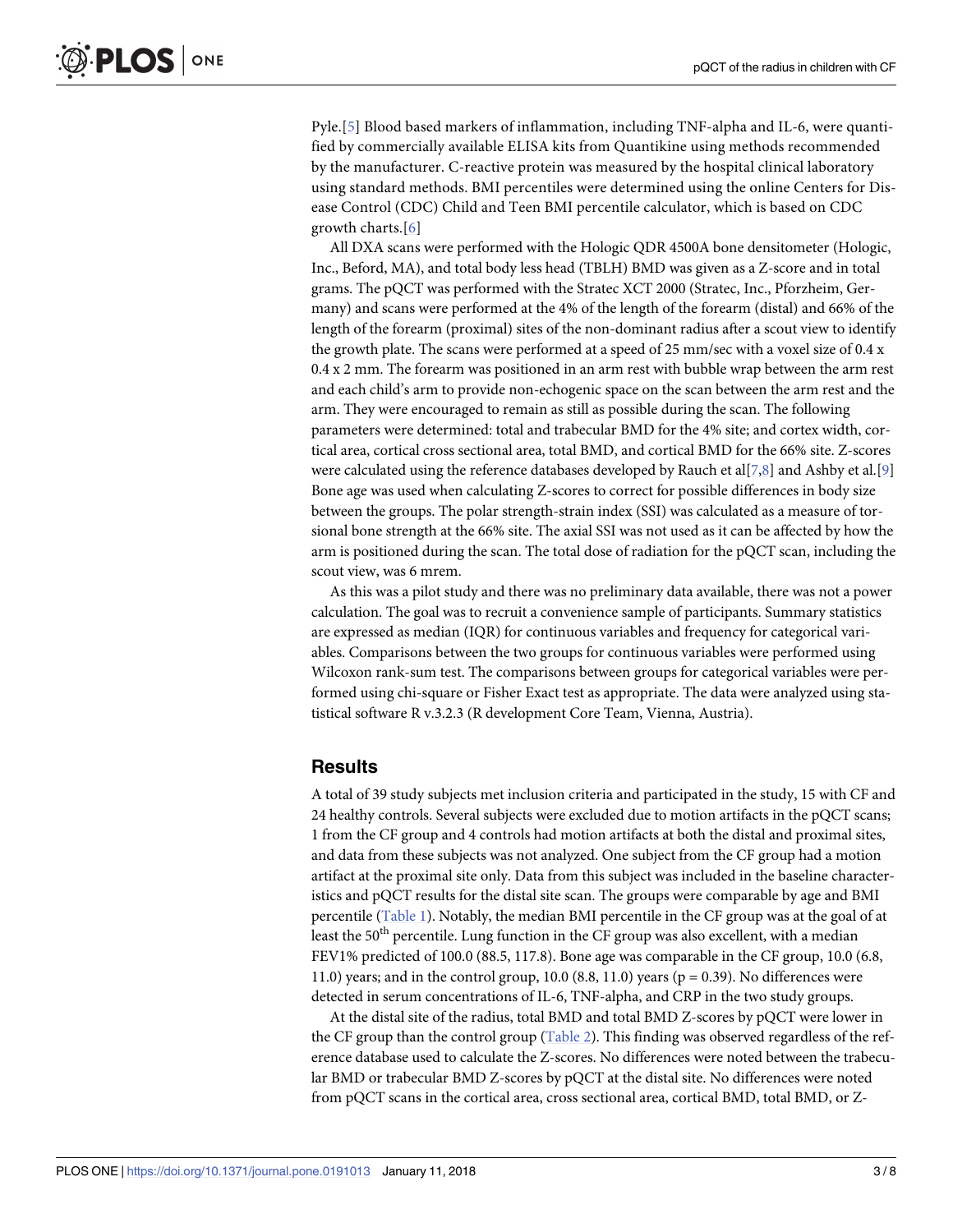Pyle.[5] Blood based markers of inflammation, including TNF-alpha and IL-6, were quantified by commercially available ELISA kits from Quantikine using methods recommended by the manufacturer. C-reactive protein was measured by the hospital clinical laboratory using standard methods. BMI percentiles were determined using the online Centers for Disease Control (CDC) Child and Teen BMI percentile calculator, which is based on CDC growth charts.[6]

All DXA scans were performed with the Hologic QDR 4500A bone densitometer (Hologic, Inc., Beford, MA), and total body less head (TBLH) BMD was given as a Z-score and in total grams. The pQCT was performed with the Stratec XCT 2000 (Stratec, Inc., Pforzheim, Germany) and scans were performed at the 4% of the length of the forearm (distal) and 66% of the length of the forearm (proximal) sites of the non-dominant radius after a scout view to identify the growth plate. The scans were performed at a speed of 25 mm/sec with a voxel size of 0.4 x 0.4 x 2 mm. The forearm was positioned in an arm rest with bubble wrap between the arm rest and each child's arm to provide non-echogenic space on the scan between the arm rest and the arm. They were encouraged to remain as still as possible during the scan. The following parameters were determined: total and trabecular BMD for the 4% site; and cortex width, cortical area, cortical cross sectional area, total BMD, and cortical BMD for the 66% site. Z-scores were calculated using the reference databases developed by Rauch et al[7,8] and Ashby et al.[9] Bone age was used when calculating Z-scores to correct for possible differences in body size between the groups. The polar strength-strain index (SSI) was calculated as a measure of torsional bone strength at the 66% site. The axial SSI was not used as it can be affected by how the arm is positioned during the scan. The total dose of radiation for the pQCT scan, including the scout view, was 6 mrem.

As this was a pilot study and there was no preliminary data available, there was not a power calculation. The goal was to recruit a convenience sample of participants. Summary statistics are expressed as median (IQR) for continuous variables and frequency for categorical variables. Comparisons between the two groups for continuous variables were performed using Wilcoxon rank-sum test. The comparisons between groups for categorical variables were performed using chi-square or Fisher Exact test as appropriate. The data were analyzed using statistical software R v.3.2.3 (R development Core Team, Vienna, Austria).

## Results

A total of 39 study subjects met inclusion criteria and participated in the study, 15 with CF and 24 healthy controls. Several subjects were excluded due to motion artifacts in the pQCT scans; 1 from the CF group and 4 controls had motion artifacts at both the distal and proximal sites, and data from these subjects was not analyzed. One subject from the CF group had a motion artifact at the proximal site only. Data from this subject was included in the baseline characteristics and pQCT results for the distal site scan. The groups were comparable by age and BMI percentile (Table 1). Notably, the median BMI percentile in the CF group was at the goal of at least the 50th percentile. Lung function in the CF group was also excellent, with a median FEV1% predicted of 100.0 (88.5, 117.8). Bone age was comparable in the CF group, 10.0 (6.8, 11.0) years; and in the control group, 10.0 (8.8, 11.0) years ($p = 0.39$). No differences were detected in serum concentrations of IL-6, TNF-alpha, and CRP in the two study groups.

At the distal site of the radius, total BMD and total BMD Z-scores by pQCT were lower in the CF group than the control group (Table 2). This finding was observed regardless of the reference database used to calculate the Z-scores. No differences were noted between the trabecular BMD or trabecular BMD Z-scores by pQCT at the distal site. No differences were noted from pQCT scans in the cortical area, cross sectional area, cortical BMD, total BMD, or Z-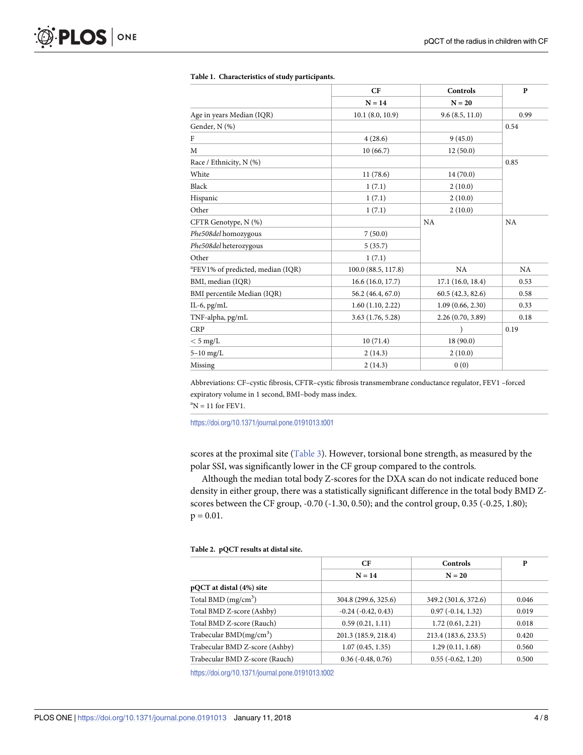**Table 1. Characteristics of study participants.**

| | CF | Controls | P |
|---|---|---|---|
| | N = 14 | N = 20 | |
| Age in years Median (IQR) | 10.1 (8.0, 10.9) | 9.6 (8.5, 11.0) | 0.99 |
| Gender, N (%) | | | 0.54 |
| F | 4 (28.6) | 9 (45.0) | |
| M | 10 (66.7) | 12 (50.0) | |
| Race / Ethnicity, N (%) | | | 0.85 |
| White | 11 (78.6) | 14 (70.0) | |
| Black | 1 (7.1) | 2 (10.0) | |
| Hispanic | 1 (7.1) | 2 (10.0) | |
| Other | 1 (7.1) | 2 (10.0) | |
| CFTR Genotype, N (%) | | NA | NA |
| *Phe508del* homozygous | 7 (50.0) | | |
| *Phe508del* heterozygous | 5 (35.7) | | |
| Other | 1 (7.1) | | |
| [a]FEV1% of predicted, median (IQR) | 100.0 (88.5, 117.8) | NA | NA |
| BMI, median (IQR) | 16.6 (16.0, 17.7) | 17.1 (16.0, 18.4) | 0.53 |
| BMI percentile Median (IQR) | 56.2 (46.4, 67.0) | 60.5 (42.3, 82.6) | 0.58 |
| IL-6, pg/mL | 1.60 (1.10, 2.22) | 1.09 (0.66, 2.30) | 0.33 |
| TNF-alpha, pg/mL | 3.63 (1.76, 5.28) | 2.26 (0.70, 3.89) | 0.18 |
| CRP | | ) | 0.19 |
| < 5 mg/L | 10 (71.4) | 18 (90.0) | |
| 5–10 mg/L | 2 (14.3) | 2 (10.0) | |
| Missing | 2 (14.3) | 0 (0) | |

Abbreviations: CF–cystic fibrosis, CFTR–cystic fibrosis transmembrane conductance regulator, FEV1 –forced expiratory volume in 1 second, BMI–body mass index.

[a]N = 11 for FEV1.

https://doi.org/10.1371/journal.pone.0191013.t001

scores at the proximal site (Table 3). However, torsional bone strength, as measured by the polar SSI, was significantly lower in the CF group compared to the controls.

Although the median total body Z-scores for the DXA scan do not indicate reduced bone density in either group, there was a statistically significant difference in the total body BMD Z-scores between the CF group, -0.70 (-1.30, 0.50); and the control group, 0.35 (-0.25, 1.80); p = 0.01.

**Table 2. pQCT results at distal site.**

| | CF | Controls | P |
|---|---|---|---|
| | N = 14 | N = 20 | |
| **pQCT at distal (4%) site** | | | |
| Total BMD (mg/cm$^3$) | 304.8 (299.6, 325.6) | 349.2 (301.6, 372.6) | 0.046 |
| Total BMD Z-score (Ashby) | -0.24 (-0.42, 0.43) | 0.97 (-0.14, 1.32) | 0.019 |
| Total BMD Z-score (Rauch) | 0.59 (0.21, 1.11) | 1.72 (0.61, 2.21) | 0.018 |
| Trabecular BMD(mg/cm$^3$) | 201.3 (185.9, 218.4) | 213.4 (183.6, 233.5) | 0.420 |
| Trabecular BMD Z-score (Ashby) | 1.07 (0.45, 1.35) | 1.29 (0.11, 1.68) | 0.560 |
| Trabecular BMD Z-score (Rauch) | 0.36 (-0.48, 0.76) | 0.55 (-0.62, 1.20) | 0.500 |

https://doi.org/10.1371/journal.pone.0191013.t002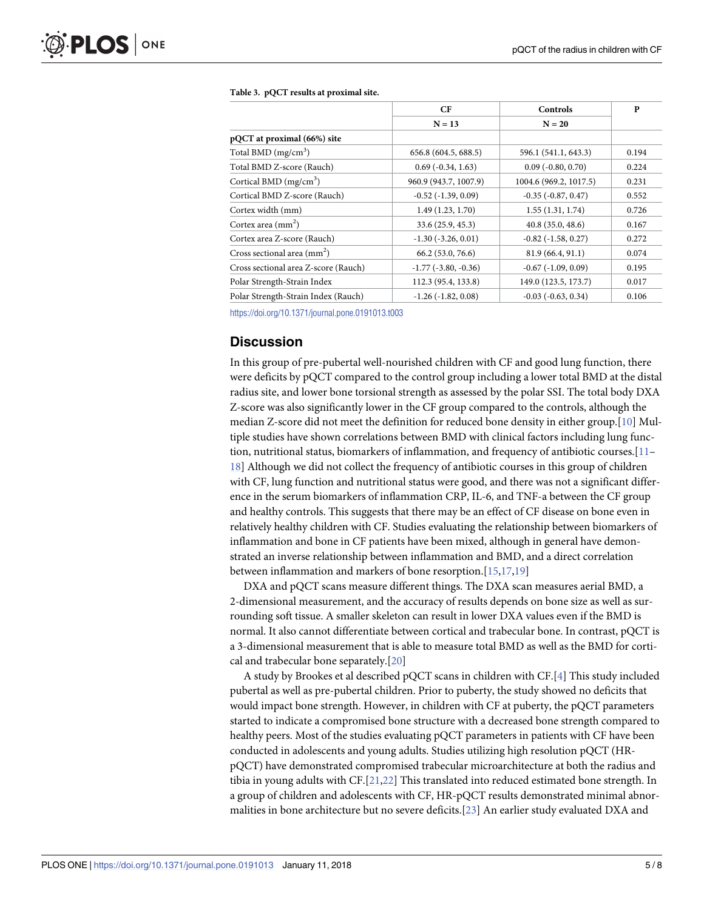**Table 3. pQCT results at proximal site.**

| | CF | Controls | P |
|---|---|---|---|
| | N = 13 | N = 20 | |
| **pQCT at proximal (66%) site** | | | |
| Total BMD (mg/cm$^3$) | 656.8 (604.5, 688.5) | 596.1 (541.1, 643.3) | 0.194 |
| Total BMD Z-score (Rauch) | 0.69 (-0.34, 1.63) | 0.09 (-0.80, 0.70) | 0.224 |
| Cortical BMD (mg/cm$^3$) | 960.9 (943.7, 1007.9) | 1004.6 (969.2, 1017.5) | 0.231 |
| Cortical BMD Z-score (Rauch) | -0.52 (-1.39, 0.09) | -0.35 (-0.87, 0.47) | 0.552 |
| Cortex width (mm) | 1.49 (1.23, 1.70) | 1.55 (1.31, 1.74) | 0.726 |
| Cortex area (mm$^2$) | 33.6 (25.9, 45.3) | 40.8 (35.0, 48.6) | 0.167 |
| Cortex area Z-score (Rauch) | -1.30 (-3.26, 0.01) | -0.82 (-1.58, 0.27) | 0.272 |
| Cross sectional area (mm$^2$) | 66.2 (53.0, 76.6) | 81.9 (66.4, 91.1) | 0.074 |
| Cross sectional area Z-score (Rauch) | -1.77 (-3.80, -0.36) | -0.67 (-1.09, 0.09) | 0.195 |
| Polar Strength-Strain Index | 112.3 (95.4, 133.8) | 149.0 (123.5, 173.7) | 0.017 |
| Polar Strength-Strain Index (Rauch) | -1.26 (-1.82, 0.08) | -0.03 (-0.63, 0.34) | 0.106 |

https://doi.org/10.1371/journal.pone.0191013.t003

## Discussion

In this group of pre-pubertal well-nourished children with CF and good lung function, there were deficits by pQCT compared to the control group including a lower total BMD at the distal radius site, and lower bone torsional strength as assessed by the polar SSI. The total body DXA Z-score was also significantly lower in the CF group compared to the controls, although the median Z-score did not meet the definition for reduced bone density in either group.[10] Multiple studies have shown correlations between BMD with clinical factors including lung function, nutritional status, biomarkers of inflammation, and frequency of antibiotic courses.[11–18] Although we did not collect the frequency of antibiotic courses in this group of children with CF, lung function and nutritional status were good, and there was not a significant difference in the serum biomarkers of inflammation CRP, IL-6, and TNF-a between the CF group and healthy controls. This suggests that there may be an effect of CF disease on bone even in relatively healthy children with CF. Studies evaluating the relationship between biomarkers of inflammation and bone in CF patients have been mixed, although in general have demonstrated an inverse relationship between inflammation and BMD, and a direct correlation between inflammation and markers of bone resorption.[15,17,19]

DXA and pQCT scans measure different things. The DXA scan measures aerial BMD, a 2-dimensional measurement, and the accuracy of results depends on bone size as well as surrounding soft tissue. A smaller skeleton can result in lower DXA values even if the BMD is normal. It also cannot differentiate between cortical and trabecular bone. In contrast, pQCT is a 3-dimensional measurement that is able to measure total BMD as well as the BMD for cortical and trabecular bone separately.[20]

A study by Brookes et al described pQCT scans in children with CF.[4] This study included pubertal as well as pre-pubertal children. Prior to puberty, the study showed no deficits that would impact bone strength. However, in children with CF at puberty, the pQCT parameters started to indicate a compromised bone structure with a decreased bone strength compared to healthy peers. Most of the studies evaluating pQCT parameters in patients with CF have been conducted in adolescents and young adults. Studies utilizing high resolution pQCT (HR-pQCT) have demonstrated compromised trabecular microarchitecture at both the radius and tibia in young adults with CF.[21,22] This translated into reduced estimated bone strength. In a group of children and adolescents with CF, HR-pQCT results demonstrated minimal abnormalities in bone architecture but no severe deficits.[23] An earlier study evaluated DXA and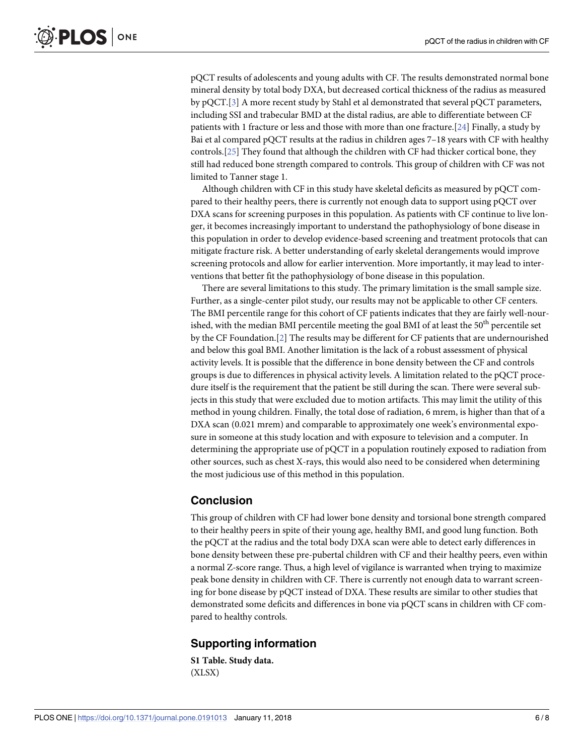pQCT results of adolescents and young adults with CF. The results demonstrated normal bone mineral density by total body DXA, but decreased cortical thickness of the radius as measured by pQCT.[3] A more recent study by Stahl et al demonstrated that several pQCT parameters, including SSI and trabecular BMD at the distal radius, are able to differentiate between CF patients with 1 fracture or less and those with more than one fracture.[24] Finally, a study by Bai et al compared pQCT results at the radius in children ages 7–18 years with CF with healthy controls.[25] They found that although the children with CF had thicker cortical bone, they still had reduced bone strength compared to controls. This group of children with CF was not limited to Tanner stage 1.

Although children with CF in this study have skeletal deficits as measured by pQCT compared to their healthy peers, there is currently not enough data to support using pQCT over DXA scans for screening purposes in this population. As patients with CF continue to live longer, it becomes increasingly important to understand the pathophysiology of bone disease in this population in order to develop evidence-based screening and treatment protocols that can mitigate fracture risk. A better understanding of early skeletal derangements would improve screening protocols and allow for earlier intervention. More importantly, it may lead to interventions that better fit the pathophysiology of bone disease in this population.

There are several limitations to this study. The primary limitation is the small sample size. Further, as a single-center pilot study, our results may not be applicable to other CF centers. The BMI percentile range for this cohort of CF patients indicates that they are fairly well-nourished, with the median BMI percentile meeting the goal BMI of at least the 50$^{th}$ percentile set by the CF Foundation.[2] The results may be different for CF patients that are undernourished and below this goal BMI. Another limitation is the lack of a robust assessment of physical activity levels. It is possible that the difference in bone density between the CF and controls groups is due to differences in physical activity levels. A limitation related to the pQCT procedure itself is the requirement that the patient be still during the scan. There were several subjects in this study that were excluded due to motion artifacts. This may limit the utility of this method in young children. Finally, the total dose of radiation, 6 mrem, is higher than that of a DXA scan (0.021 mrem) and comparable to approximately one week's environmental exposure in someone at this study location and with exposure to television and a computer. In determining the appropriate use of pQCT in a population routinely exposed to radiation from other sources, such as chest X-rays, this would also need to be considered when determining the most judicious use of this method in this population.

## Conclusion

This group of children with CF had lower bone density and torsional bone strength compared to their healthy peers in spite of their young age, healthy BMI, and good lung function. Both the pQCT at the radius and the total body DXA scan were able to detect early differences in bone density between these pre-pubertal children with CF and their healthy peers, even within a normal Z-score range. Thus, a high level of vigilance is warranted when trying to maximize peak bone density in children with CF. There is currently not enough data to warrant screening for bone disease by pQCT instead of DXA. These results are similar to other studies that demonstrated some deficits and differences in bone via pQCT scans in children with CF compared to healthy controls.

## Supporting information

**S1 Table. Study data.**
(XLSX)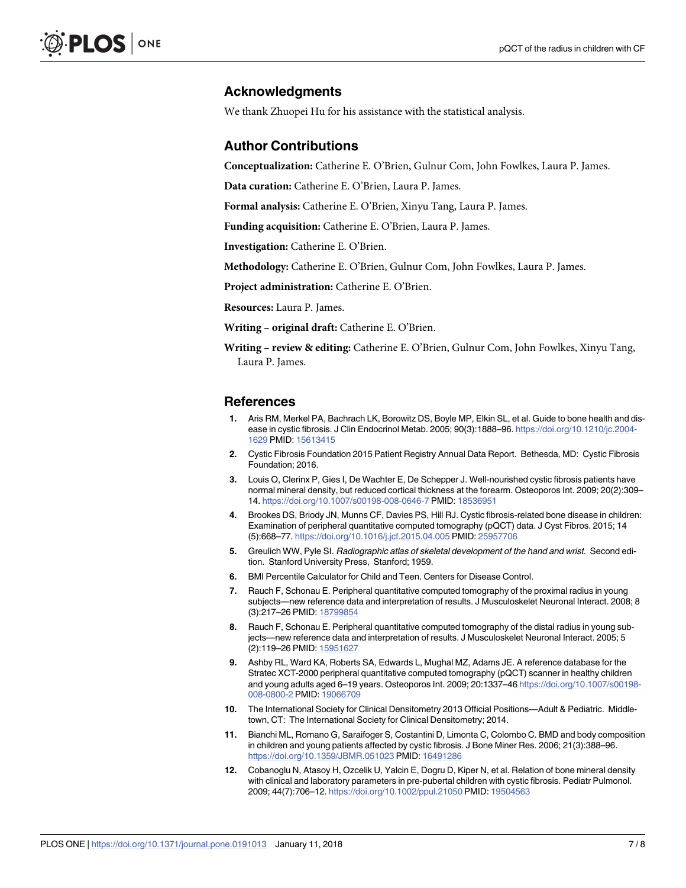## Acknowledgments

We thank Zhuopei Hu for his assistance with the statistical analysis.

## Author Contributions

**Conceptualization:** Catherine E. O'Brien, Gulnur Com, John Fowlkes, Laura P. James.

**Data curation:** Catherine E. O'Brien, Laura P. James.

**Formal analysis:** Catherine E. O'Brien, Xinyu Tang, Laura P. James.

**Funding acquisition:** Catherine E. O'Brien, Laura P. James.

**Investigation:** Catherine E. O'Brien.

**Methodology:** Catherine E. O'Brien, Gulnur Com, John Fowlkes, Laura P. James.

**Project administration:** Catherine E. O'Brien.

**Resources:** Laura P. James.

**Writing – original draft:** Catherine E. O'Brien.

**Writing – review & editing:** Catherine E. O'Brien, Gulnur Com, John Fowlkes, Xinyu Tang, Laura P. James.

## References

1. Aris RM, Merkel PA, Bachrach LK, Borowitz DS, Boyle MP, Elkin SL, et al. Guide to bone health and disease in cystic fibrosis. J Clin Endocrinol Metab. 2005; 90(3):1888–96. https://doi.org/10.1210/jc.2004-1629 PMID: 15613415
2. Cystic Fibrosis Foundation 2015 Patient Registry Annual Data Report. Bethesda, MD: Cystic Fibrosis Foundation; 2016.
3. Louis O, Clerinx P, Gies I, De Wachter E, De Schepper J. Well-nourished cystic fibrosis patients have normal mineral density, but reduced cortical thickness at the forearm. Osteoporos Int. 2009; 20(2):309–14. https://doi.org/10.1007/s00198-008-0646-7 PMID: 18536951
4. Brookes DS, Briody JN, Munns CF, Davies PS, Hill RJ. Cystic fibrosis-related bone disease in children: Examination of peripheral quantitative computed tomography (pQCT) data. J Cyst Fibros. 2015; 14(5):668–77. https://doi.org/10.1016/j.jcf.2015.04.005 PMID: 25957706
5. Greulich WW, Pyle SI. *Radiographic atlas of skeletal development of the hand and wrist*. Second edition. Stanford University Press, Stanford; 1959.
6. BMI Percentile Calculator for Child and Teen. Centers for Disease Control.
7. Rauch F, Schonau E. Peripheral quantitative computed tomography of the proximal radius in young subjects—new reference data and interpretation of results. J Musculoskelet Neuronal Interact. 2008; 8(3):217–26 PMID: 18799854
8. Rauch F, Schonau E. Peripheral quantitative computed tomography of the distal radius in young subjects—new reference data and interpretation of results. J Musculoskelet Neuronal Interact. 2005; 5(2):119–26 PMID: 15951627
9. Ashby RL, Ward KA, Roberts SA, Edwards L, Mughal MZ, Adams JE. A reference database for the Stratec XCT-2000 peripheral quantitative computed tomography (pQCT) scanner in healthy children and young adults aged 6–19 years. Osteoporos Int. 2009; 20:1337–46 https://doi.org/10.1007/s00198-008-0800-2 PMID: 19066709
10. The International Society for Clinical Densitometry 2013 Official Positions—Adult & Pediatric. Middletown, CT: The International Society for Clinical Densitometry; 2014.
11. Bianchi ML, Romano G, Saraifoger S, Costantini D, Limonta C, Colombo C. BMD and body composition in children and young patients affected by cystic fibrosis. J Bone Miner Res. 2006; 21(3):388–96. https://doi.org/10.1359/JBMR.051023 PMID: 16491286
12. Cobanoglu N, Atasoy H, Ozcelik U, Yalcin E, Dogru D, Kiper N, et al. Relation of bone mineral density with clinical and laboratory parameters in pre-pubertal children with cystic fibrosis. Pediatr Pulmonol. 2009; 44(7):706–12. https://doi.org/10.1002/ppul.21050 PMID: 19504563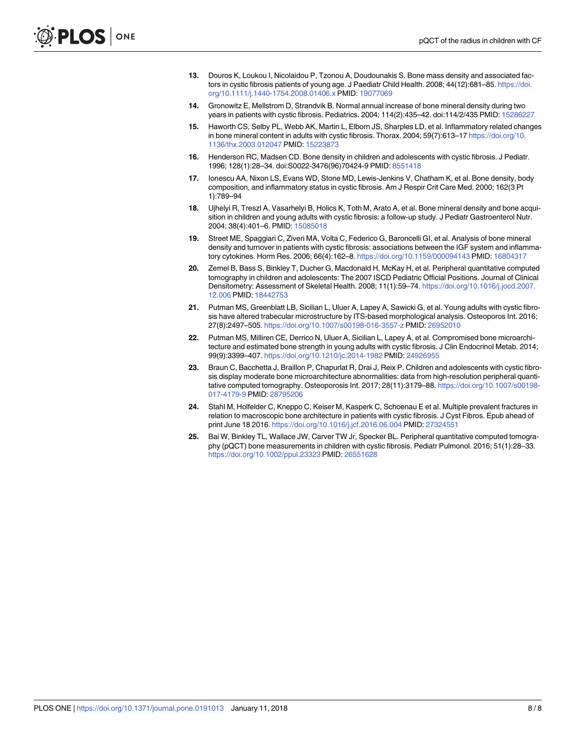13. Douros K, Loukou I, Nicolaidou P, Tzonou A, Doudounakis S. Bone mass density and associated factors in cystic fibrosis patients of young age. J Paediatr Child Health. 2008; 44(12):681–85. https://doi.org/10.1111/j.1440-1754.2008.01406.x PMID: 19077069
14. Gronowitz E, Mellstrom D, Strandvik B. Normal annual increase of bone mineral density during two years in patients with cystic fibrosis. Pediatrics. 2004; 114(2):435–42. doi:114/2/435 PMID: 15286227
15. Haworth CS, Selby PL, Webb AK, Martin L, Elborn JS, Sharples LD, et al. Inflammatory related changes in bone mineral content in adults with cystic fibrosis. Thorax. 2004; 59(7):613–17 https://doi.org/10.1136/thx.2003.012047 PMID: 15223873
16. Henderson RC, Madsen CD. Bone density in children and adolescents with cystic fibrosis. J Pediatr. 1996; 128(1):28–34. doi:S0022-3476(96)70424-9 PMID: 8551418
17. Ionescu AA, Nixon LS, Evans WD, Stone MD, Lewis-Jenkins V, Chatham K, et al. Bone density, body composition, and inflammatory status in cystic fibrosis. Am J Respir Crit Care Med. 2000; 162(3 Pt 1):789–94
18. Ujhelyi R, Treszl A, Vasarhelyi B, Holics K, Toth M, Arato A, et al. Bone mineral density and bone acquisition in children and young adults with cystic fibrosis: a follow-up study. J Pediatr Gastroenterol Nutr. 2004; 38(4):401–6. PMID: 15085018
19. Street ME, Spaggiari C, Ziveri MA, Volta C, Federico G, Baroncelli GI, et al. Analysis of bone mineral density and turnover in patients with cystic fibrosis: associations between the IGF system and inflammatory cytokines. Horm Res. 2006; 66(4):162–8. https://doi.org/10.1159/000094143 PMID: 16804317
20. Zemel B, Bass S, Binkley T, Ducher G, Macdonald H, McKay H, et al. Peripheral quantitative computed tomography in children and adolescents: The 2007 ISCD Pediatric Official Positions. Journal of Clinical Densitometry: Assessment of Skeletal Health. 2008; 11(1):59–74. https://doi.org/10.1016/j.jocd.2007.12.006 PMID: 18442753
21. Putman MS, Greenblatt LB, Sicilian L, Uluer A, Lapey A, Sawicki G, et al. Young adults with cystic fibrosis have altered trabecular microstructure by ITS-based morphological analysis. Osteoporos Int. 2016; 27(8):2497–505. https://doi.org/10.1007/s00198-016-3557-z PMID: 26952010
22. Putman MS, Milliren CE, Derrico N, Uluer A, Sicilian L, Lapey A, et al. Compromised bone microarchitecture and estimated bone strength in young adults with cystic fibrosis. J Clin Endocrinol Metab. 2014; 99(9):3399–407. https://doi.org/10.1210/jc.2014-1982 PMID: 24926955
23. Braun C, Bacchetta J, Braillon P, Chapurlat R, Drai J, Reix P. Children and adolescents with cystic fibrosis display moderate bone microarchitecture abnormalities: data from high-resolution peripheral quantitative computed tomography. Osteoporosis Int. 2017; 28(11):3179–88. https://doi.org/10.1007/s00198-017-4179-9 PMID: 28795206
24. Stahl M, Holfelder C, Kneppo C, Keiser M, Kasperk C, Schoenau E et al. Multiple prevalent fractures in relation to macroscopic bone architecture in patients with cystic fibrosis. J Cyst Fibros. Epub ahead of print June 18 2016. https://doi.org/10.1016/j.jcf.2016.06.004 PMID: 27324551
25. Bai W, Binkley TL, Wallace JW, Carver TW Jr, Specker BL. Peripheral quantitative computed tomography (pQCT) bone measurements in children with cystic fibrosis. Pediatr Pulmonol. 2016; 51(1):28–33. https://doi.org/10.1002/ppul.23323 PMID: 26551628